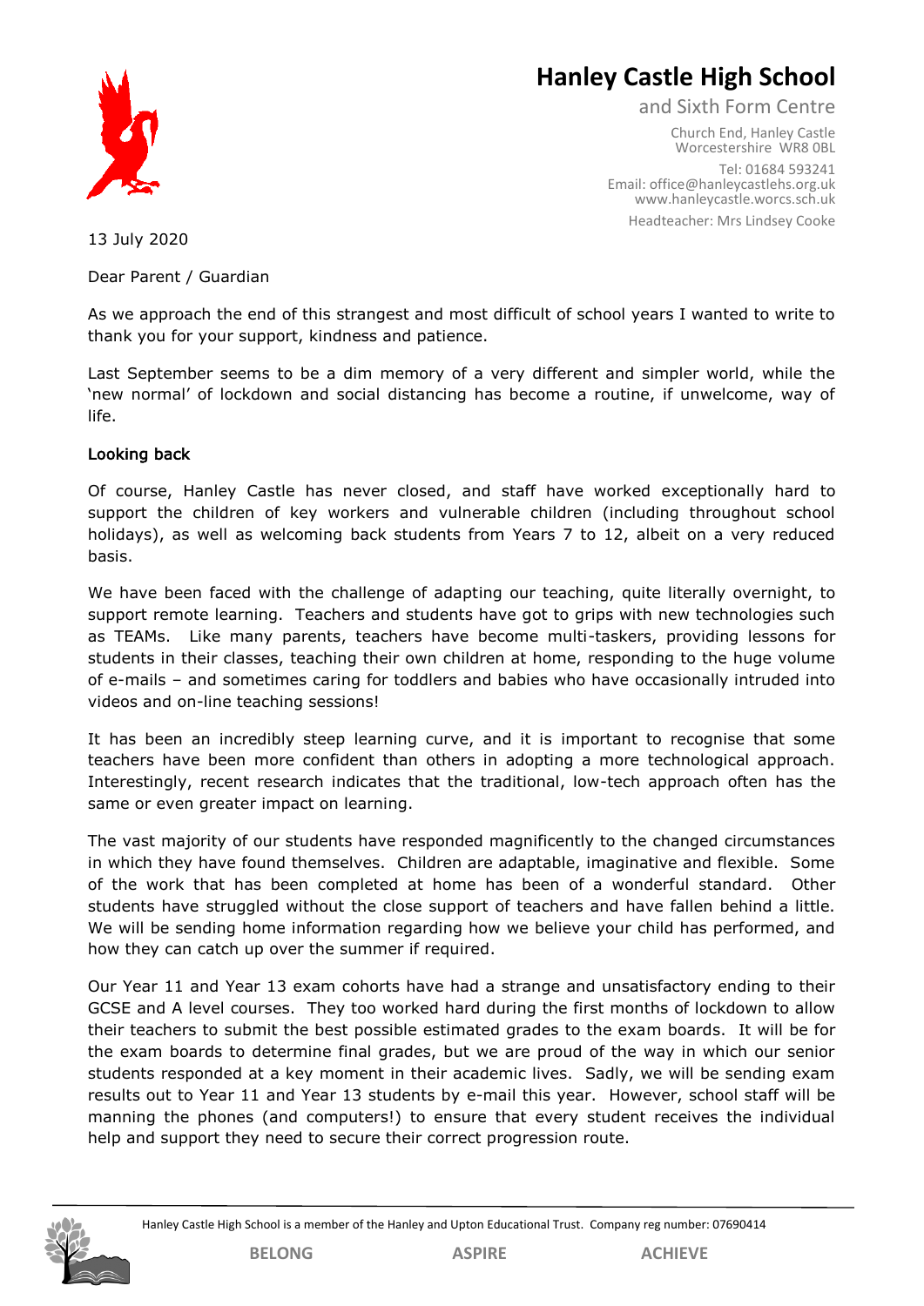# Hanley Castle High School

and Sixth Form Centre

Church End, Hanley Castle
Worcestershire WR8 0BL

Tel: 01684 593241
Email: office@hanleycastlehs.org.uk
www.hanleycastle.worcs.sch.uk

Headteacher: Mrs Lindsey Cooke

13 July 2020

Dear Parent / Guardian

As we approach the end of this strangest and most difficult of school years I wanted to write to thank you for your support, kindness and patience.

Last September seems to be a dim memory of a very different and simpler world, while the 'new normal' of lockdown and social distancing has become a routine, if unwelcome, way of life.

## Looking back

Of course, Hanley Castle has never closed, and staff have worked exceptionally hard to support the children of key workers and vulnerable children (including throughout school holidays), as well as welcoming back students from Years 7 to 12, albeit on a very reduced basis.

We have been faced with the challenge of adapting our teaching, quite literally overnight, to support remote learning. Teachers and students have got to grips with new technologies such as TEAMs. Like many parents, teachers have become multi-taskers, providing lessons for students in their classes, teaching their own children at home, responding to the huge volume of e-mails – and sometimes caring for toddlers and babies who have occasionally intruded into videos and on-line teaching sessions!

It has been an incredibly steep learning curve, and it is important to recognise that some teachers have been more confident than others in adopting a more technological approach. Interestingly, recent research indicates that the traditional, low-tech approach often has the same or even greater impact on learning.

The vast majority of our students have responded magnificently to the changed circumstances in which they have found themselves. Children are adaptable, imaginative and flexible. Some of the work that has been completed at home has been of a wonderful standard. Other students have struggled without the close support of teachers and have fallen behind a little. We will be sending home information regarding how we believe your child has performed, and how they can catch up over the summer if required.

Our Year 11 and Year 13 exam cohorts have had a strange and unsatisfactory ending to their GCSE and A level courses. They too worked hard during the first months of lockdown to allow their teachers to submit the best possible estimated grades to the exam boards. It will be for the exam boards to determine final grades, but we are proud of the way in which our senior students responded at a key moment in their academic lives. Sadly, we will be sending exam results out to Year 11 and Year 13 students by e-mail this year. However, school staff will be manning the phones (and computers!) to ensure that every student receives the individual help and support they need to secure their correct progression route.

Hanley Castle High School is a member of the Hanley and Upton Educational Trust. Company reg number: 07690414

BELONG ASPIRE ACHIEVE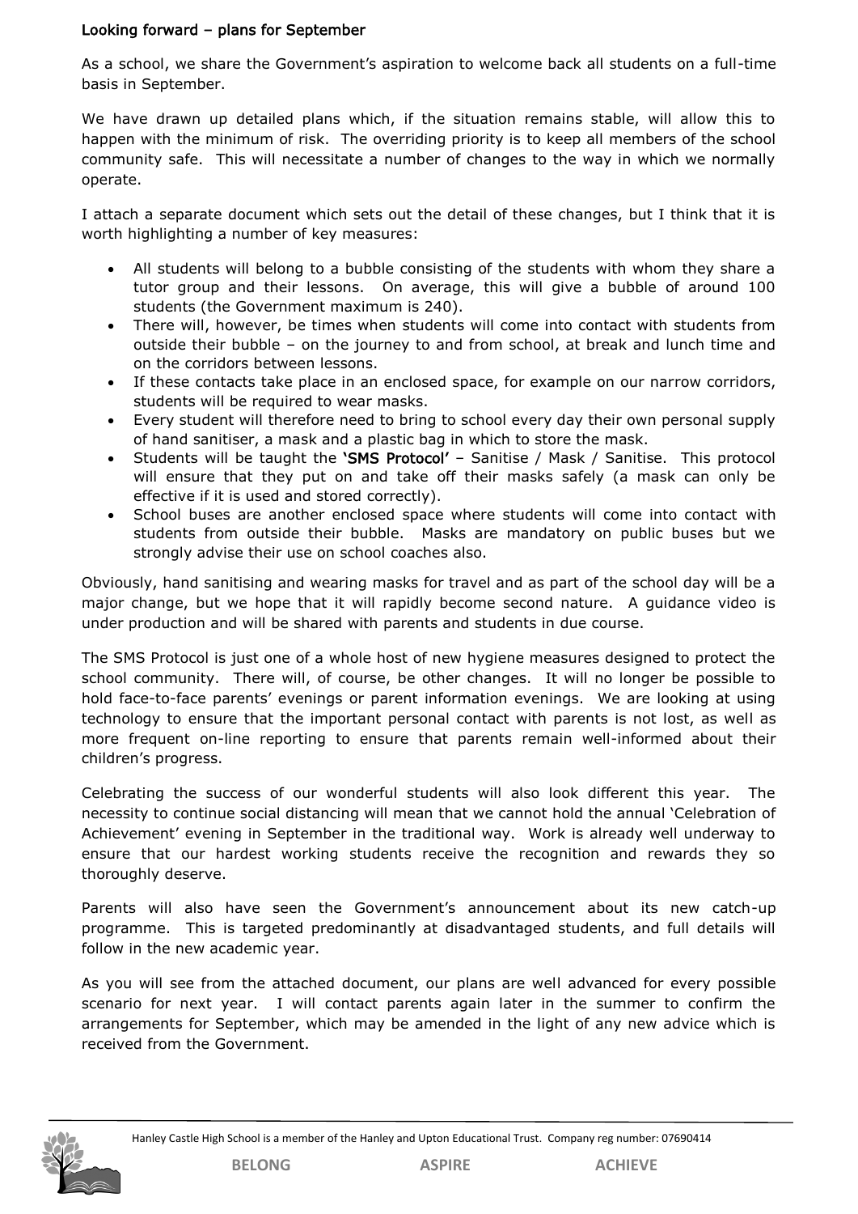### Looking forward – plans for September

As a school, we share the Government's aspiration to welcome back all students on a full-time basis in September.

We have drawn up detailed plans which, if the situation remains stable, will allow this to happen with the minimum of risk. The overriding priority is to keep all members of the school community safe. This will necessitate a number of changes to the way in which we normally operate.

I attach a separate document which sets out the detail of these changes, but I think that it is worth highlighting a number of key measures:

- All students will belong to a bubble consisting of the students with whom they share a tutor group and their lessons. On average, this will give a bubble of around 100 students (the Government maximum is 240).
- There will, however, be times when students will come into contact with students from outside their bubble – on the journey to and from school, at break and lunch time and on the corridors between lessons.
- If these contacts take place in an enclosed space, for example on our narrow corridors, students will be required to wear masks.
- Every student will therefore need to bring to school every day their own personal supply of hand sanitiser, a mask and a plastic bag in which to store the mask.
- Students will be taught the **'SMS Protocol'** – Sanitise / Mask / Sanitise. This protocol will ensure that they put on and take off their masks safely (a mask can only be effective if it is used and stored correctly).
- School buses are another enclosed space where students will come into contact with students from outside their bubble. Masks are mandatory on public buses but we strongly advise their use on school coaches also.

Obviously, hand sanitising and wearing masks for travel and as part of the school day will be a major change, but we hope that it will rapidly become second nature. A guidance video is under production and will be shared with parents and students in due course.

The SMS Protocol is just one of a whole host of new hygiene measures designed to protect the school community. There will, of course, be other changes. It will no longer be possible to hold face-to-face parents' evenings or parent information evenings. We are looking at using technology to ensure that the important personal contact with parents is not lost, as well as more frequent on-line reporting to ensure that parents remain well-informed about their children's progress.

Celebrating the success of our wonderful students will also look different this year. The necessity to continue social distancing will mean that we cannot hold the annual 'Celebration of Achievement' evening in September in the traditional way. Work is already well underway to ensure that our hardest working students receive the recognition and rewards they so thoroughly deserve.

Parents will also have seen the Government's announcement about its new catch-up programme. This is targeted predominantly at disadvantaged students, and full details will follow in the new academic year.

As you will see from the attached document, our plans are well advanced for every possible scenario for next year. I will contact parents again later in the summer to confirm the arrangements for September, which may be amended in the light of any new advice which is received from the Government.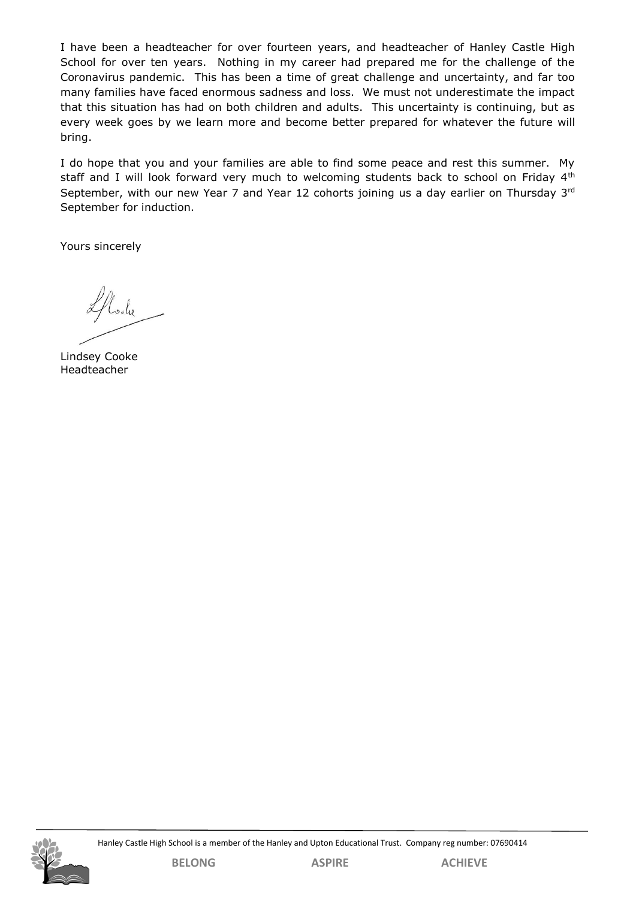I have been a headteacher for over fourteen years, and headteacher of Hanley Castle High School for over ten years. Nothing in my career had prepared me for the challenge of the Coronavirus pandemic. This has been a time of great challenge and uncertainty, and far too many families have faced enormous sadness and loss. We must not underestimate the impact that this situation has had on both children and adults. This uncertainty is continuing, but as every week goes by we learn more and become better prepared for whatever the future will bring.

I do hope that you and your families are able to find some peace and rest this summer. My staff and I will look forward very much to welcoming students back to school on Friday 4th September, with our new Year 7 and Year 12 cohorts joining us a day earlier on Thursday 3rd September for induction.

Yours sincerely

Lindsey Cooke
Headteacher

Hanley Castle High School is a member of the Hanley and Upton Educational Trust. Company reg number: 07690414

BELONG ASPIRE ACHIEVE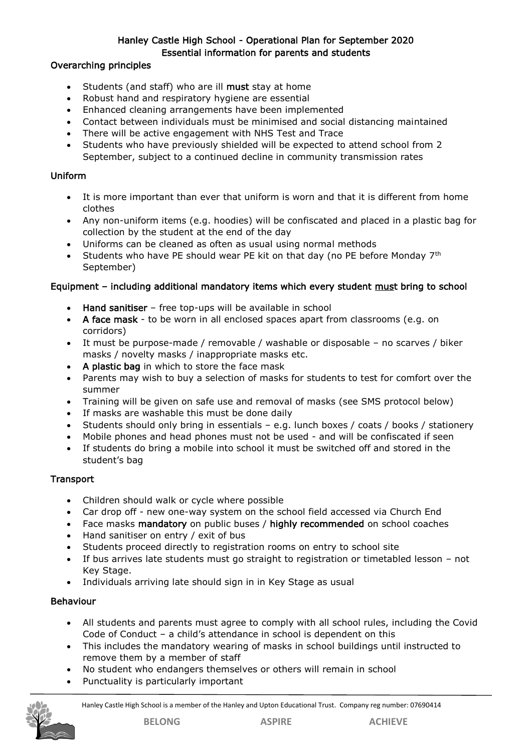## Hanley Castle High School - Operational Plan for September 2020
## Essential information for parents and students

### Overarching principles

- Students (and staff) who are ill **must** stay at home
- Robust hand and respiratory hygiene are essential
- Enhanced cleaning arrangements have been implemented
- Contact between individuals must be minimised and social distancing maintained
- There will be active engagement with NHS Test and Trace
- Students who have previously shielded will be expected to attend school from 2 September, subject to a continued decline in community transmission rates

### Uniform

- It is more important than ever that uniform is worn and that it is different from home clothes
- Any non-uniform items (e.g. hoodies) will be confiscated and placed in a plastic bag for collection by the student at the end of the day
- Uniforms can be cleaned as often as usual using normal methods
- Students who have PE should wear PE kit on that day (no PE before Monday 7th September)

### Equipment – including additional mandatory items which every student must bring to school

- **Hand sanitiser** – free top-ups will be available in school
- **A face mask** - to be worn in all enclosed spaces apart from classrooms (e.g. on corridors)
- It must be purpose-made / removable / washable or disposable – no scarves / biker masks / novelty masks / inappropriate masks etc.
- **A plastic bag** in which to store the face mask
- Parents may wish to buy a selection of masks for students to test for comfort over the summer
- Training will be given on safe use and removal of masks (see SMS protocol below)
- If masks are washable this must be done daily
- Students should only bring in essentials – e.g. lunch boxes / coats / books / stationery
- Mobile phones and head phones must not be used - and will be confiscated if seen
- If students do bring a mobile into school it must be switched off and stored in the student's bag

### Transport

- Children should walk or cycle where possible
- Car drop off - new one-way system on the school field accessed via Church End
- Face masks **mandatory** on public buses / **highly recommended** on school coaches
- Hand sanitiser on entry / exit of bus
- Students proceed directly to registration rooms on entry to school site
- If bus arrives late students must go straight to registration or timetabled lesson – not Key Stage.
- Individuals arriving late should sign in in Key Stage as usual

### Behaviour

- All students and parents must agree to comply with all school rules, including the Covid Code of Conduct – a child's attendance in school is dependent on this
- This includes the mandatory wearing of masks in school buildings until instructed to remove them by a member of staff
- No student who endangers themselves or others will remain in school
- Punctuality is particularly important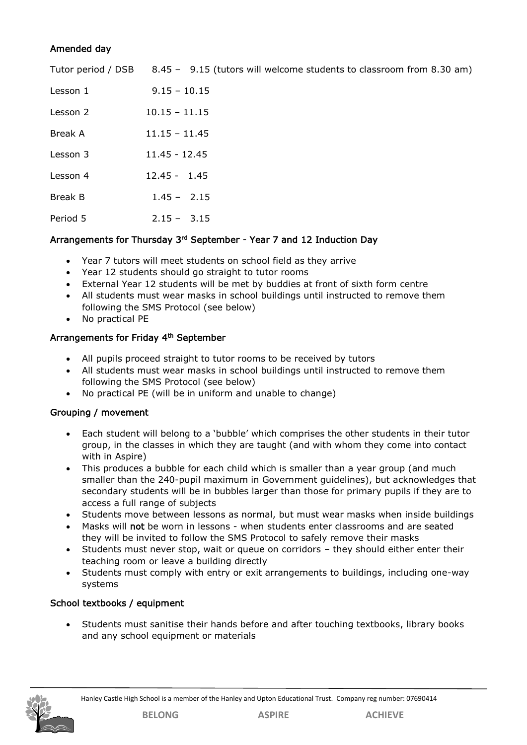### Amended day

| | |
|---|---|
| Tutor period / DSB | 8.45 – 9.15 (tutors will welcome students to classroom from 8.30 am) |
| Lesson 1 | 9.15 – 10.15 |
| Lesson 2 | 10.15 – 11.15 |
| Break A | 11.15 – 11.45 |
| Lesson 3 | 11.45 - 12.45 |
| Lesson 4 | 12.45 - 1.45 |
| Break B | 1.45 – 2.15 |
| Period 5 | 2.15 – 3.15 |

### Arrangements for Thursday 3rd September - Year 7 and 12 Induction Day

- Year 7 tutors will meet students on school field as they arrive
- Year 12 students should go straight to tutor rooms
- External Year 12 students will be met by buddies at front of sixth form centre
- All students must wear masks in school buildings until instructed to remove them following the SMS Protocol (see below)
- No practical PE

### Arrangements for Friday 4th September

- All pupils proceed straight to tutor rooms to be received by tutors
- All students must wear masks in school buildings until instructed to remove them following the SMS Protocol (see below)
- No practical PE (will be in uniform and unable to change)

### Grouping / movement

- Each student will belong to a 'bubble' which comprises the other students in their tutor group, in the classes in which they are taught (and with whom they come into contact with in Aspire)
- This produces a bubble for each child which is smaller than a year group (and much smaller than the 240-pupil maximum in Government guidelines), but acknowledges that secondary students will be in bubbles larger than those for primary pupils if they are to access a full range of subjects
- Students move between lessons as normal, but must wear masks when inside buildings
- Masks will **not** be worn in lessons - when students enter classrooms and are seated they will be invited to follow the SMS Protocol to safely remove their masks
- Students must never stop, wait or queue on corridors – they should either enter their teaching room or leave a building directly
- Students must comply with entry or exit arrangements to buildings, including one-way systems

### School textbooks / equipment

- Students must sanitise their hands before and after touching textbooks, library books and any school equipment or materials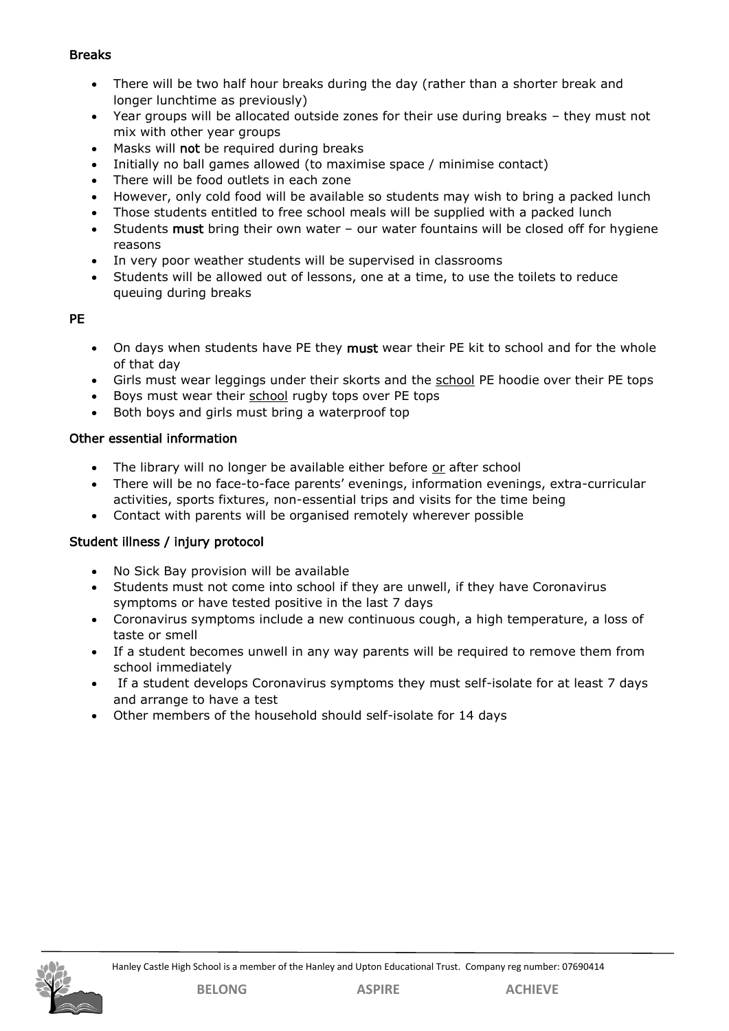**Breaks**

- There will be two half hour breaks during the day (rather than a shorter break and longer lunchtime as previously)
- Year groups will be allocated outside zones for their use during breaks – they must not mix with other year groups
- Masks will **not** be required during breaks
- Initially no ball games allowed (to maximise space / minimise contact)
- There will be food outlets in each zone
- However, only cold food will be available so students may wish to bring a packed lunch
- Those students entitled to free school meals will be supplied with a packed lunch
- Students **must** bring their own water – our water fountains will be closed off for hygiene reasons
- In very poor weather students will be supervised in classrooms
- Students will be allowed out of lessons, one at a time, to use the toilets to reduce queuing during breaks

**PE**

- On days when students have PE they **must** wear their PE kit to school and for the whole of that day
- Girls must wear leggings under their skorts and the <u>school</u> PE hoodie over their PE tops
- Boys must wear their <u>school</u> rugby tops over PE tops
- Both boys and girls must bring a waterproof top

**Other essential information**

- The library will no longer be available either before <u>or</u> after school
- There will be no face-to-face parents' evenings, information evenings, extra-curricular activities, sports fixtures, non-essential trips and visits for the time being
- Contact with parents will be organised remotely wherever possible

**Student illness / injury protocol**

- No Sick Bay provision will be available
- Students must not come into school if they are unwell, if they have Coronavirus symptoms or have tested positive in the last 7 days
- Coronavirus symptoms include a new continuous cough, a high temperature, a loss of taste or smell
- If a student becomes unwell in any way parents will be required to remove them from school immediately
- If a student develops Coronavirus symptoms they must self-isolate for at least 7 days and arrange to have a test
- Other members of the household should self-isolate for 14 days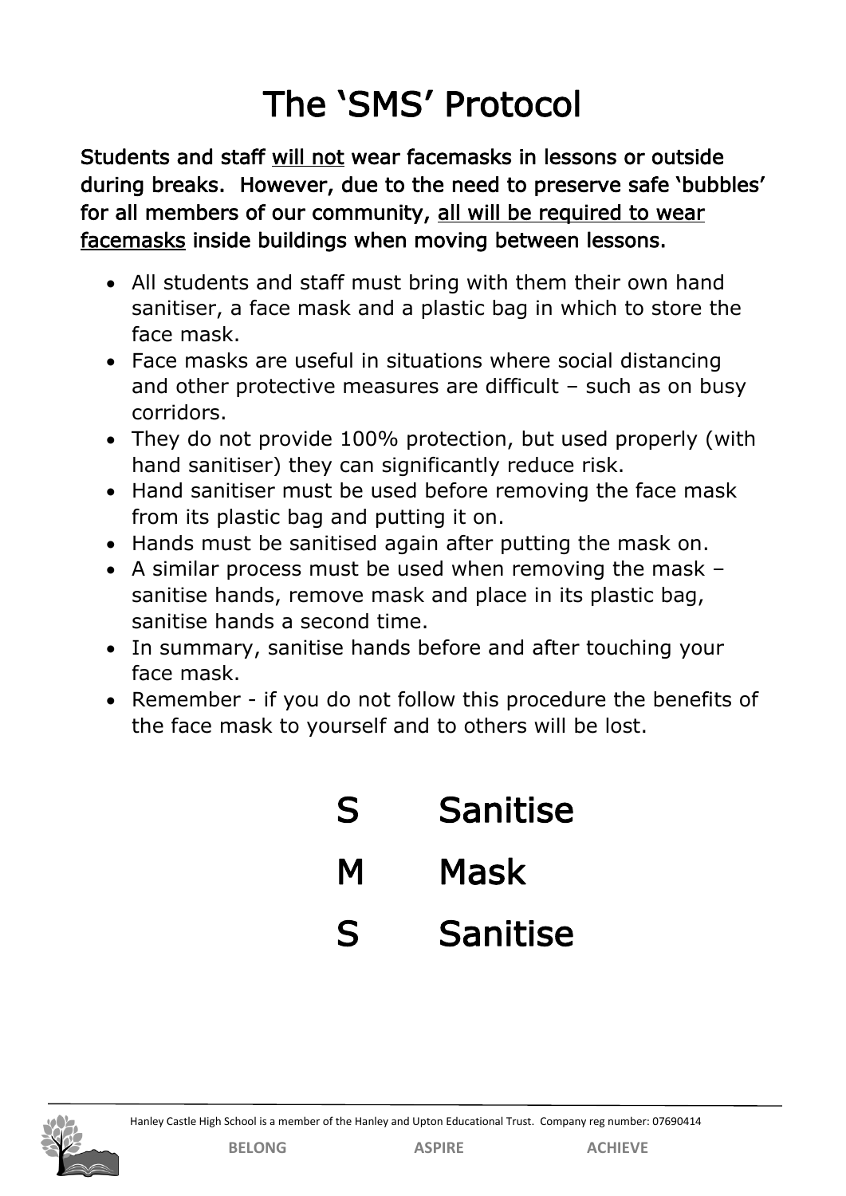# The 'SMS' Protocol

**Students and staff <u>will not</u> wear facemasks in lessons or outside during breaks. However, due to the need to preserve safe 'bubbles' for all members of our community, <u>all will be required to wear facemasks</u> inside buildings when moving between lessons.**

- All students and staff must bring with them their own hand sanitiser, a face mask and a plastic bag in which to store the face mask.
- Face masks are useful in situations where social distancing and other protective measures are difficult – such as on busy corridors.
- They do not provide 100% protection, but used properly (with hand sanitiser) they can significantly reduce risk.
- Hand sanitiser must be used before removing the face mask from its plastic bag and putting it on.
- Hands must be sanitised again after putting the mask on.
- A similar process must be used when removing the mask – sanitise hands, remove mask and place in its plastic bag, sanitise hands a second time.
- In summary, sanitise hands before and after touching your face mask.
- Remember - if you do not follow this procedure the benefits of the face mask to yourself and to others will be lost.

## S Sanitise

## M Mask

## S Sanitise

Hanley Castle High School is a member of the Hanley and Upton Educational Trust. Company reg number: 07690414

**BELONG ASPIRE ACHIEVE**